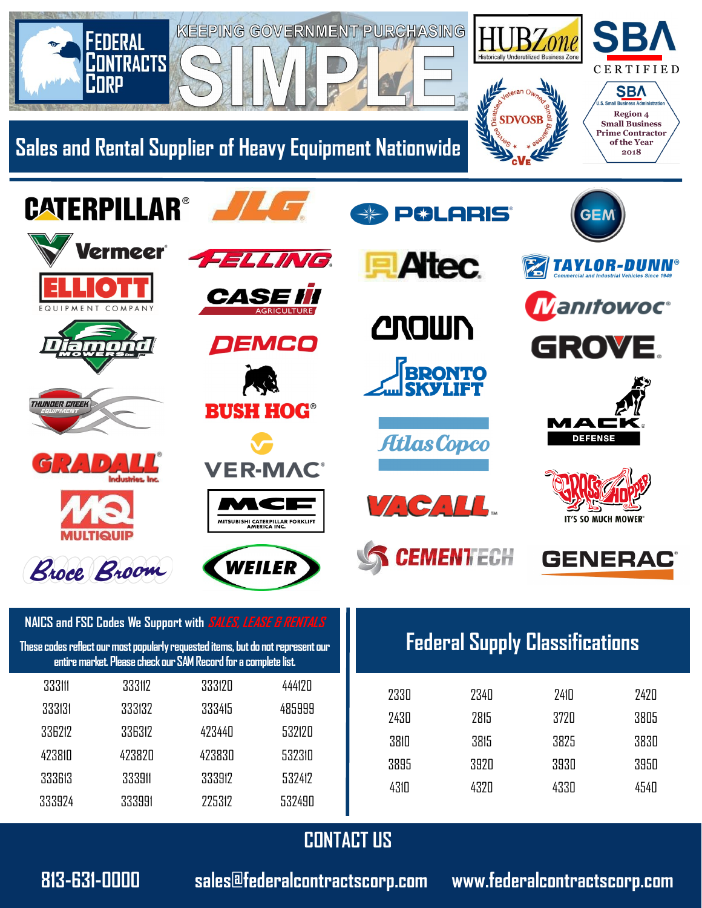# Federal Contracts Corp

## Keeping Government Purchasing SIMPLE

HUBZone — Historically Underutilized Business Zone

SBA CERTIFIED

Service Disabled Veteran Owned Small Business — SDVOSB — CVE

SBA U.S. Small Business Administration — Region 4 Small Business Prime Contractor of the Year 2018

## Sales and Rental Supplier of Heavy Equipment Nationwide

CATERPILLAR® · JLG® · POLARIS® · GEM · Vermeer® · FELLING · Altec · TAYLOR-DUNN® Commercial and Industrial Vehicles Since 1949 · ELLIOTT EQUIPMENT COMPANY · CASE IH AGRICULTURE · Manitowoc® · CROWN · GROVE · Diamond Mowers Inc · DEMCO · BRONTO SKYLIFT · BUSH HOG® · MACK DEFENSE · THUNDER CREEK EQUIPMENT · Atlas Copco · GRADALL® Industries, Inc. · VER-MAC® · GRASSHOPPER IT'S SO MUCH MOWER® · MQ MULTIQUIP · MCF MITSUBISHI CATERPILLAR FORKLIFT AMERICA INC. · VACALL™ · Broce Broom · WEILER · CEMENTECH · GENERAC®

### NAICS and FSC Codes We Support with *SALES, LEASE & RENTALS*

These codes reflect our most popularly requested items, but do not represent our entire market. Please check our SAM Record for a complete list.

| | | | |
|---|---|---|---|
| 333111 | 333112 | 333120 | 444120 |
| 333131 | 333132 | 333415 | 485999 |
| 336212 | 336312 | 423440 | 532120 |
| 423810 | 423820 | 423830 | 532310 |
| 333613 | 333911 | 333912 | 532412 |
| 333924 | 333991 | 225312 | 532490 |

### Federal Supply Classifications

| | | | |
|---|---|---|---|
| 2330 | 2340 | 2410 | 2420 |
| 2430 | 2815 | 3720 | 3805 |
| 3810 | 3815 | 3825 | 3830 |
| 3895 | 3920 | 3930 | 3950 |
| 4310 | 4320 | 4330 | 4540 |

## CONTACT US

813-631-0000 sales@federalcontractscorp.com www.federalcontractscorp.com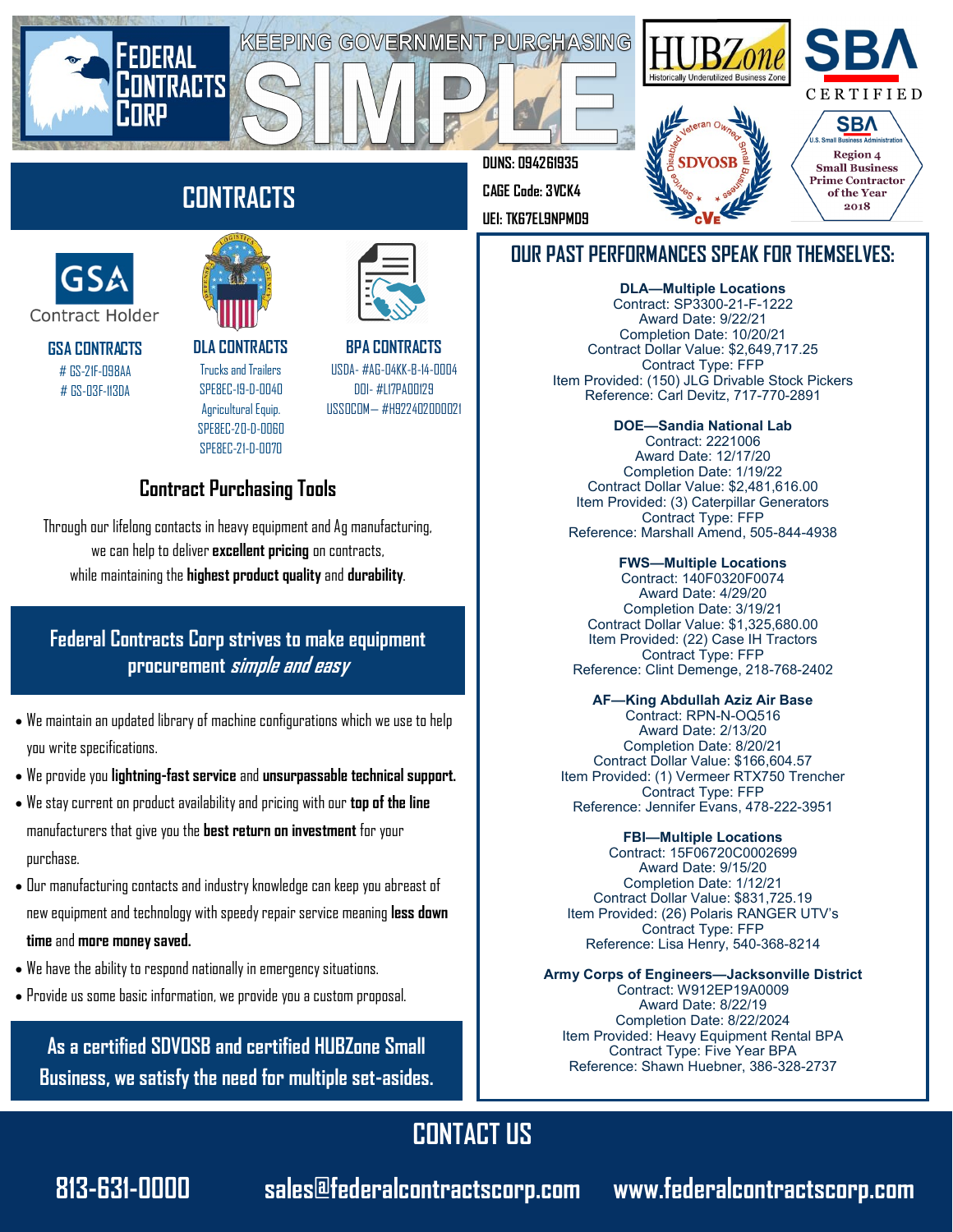# FEDERAL CONTRACTS CORP

KEEPING GOVERNMENT PURCHASING SIMPLE

HUBZone Historically Underutilized Business Zone

SBA CERTIFIED

SDVOSB — Service Disabled Veteran Owned Small Business — CVE

SBA U.S. Small Business Administration — Region 4 Small Business Prime Contractor of the Year 2018

DUNS: 094261935
CAGE Code: 3VCK4
UEI: TK67EL9NPMD9

## CONTRACTS

GSA Contract Holder

### GSA CONTRACTS

# GS-21F-098AA
# GS-03F-113DA

### DLA CONTRACTS

Trucks and Trailers
SPE8EC-19-D-0040
Agricultural Equip.
SPE8EC-20-D-0060
SPE8EC-21-D-0070

### BPA CONTRACTS

USDA- #AG-04KK-B-14-0004
DOI- #L17PA00129
USSOCOM— #H922402000021

### Contract Purchasing Tools

Through our lifelong contacts in heavy equipment and Ag manufacturing, we can help to deliver **excellent pricing** on contracts, while maintaining the **highest product quality** and **durability**.

### Federal Contracts Corp strives to make equipment procurement *simple and easy*

- We maintain an updated library of machine configurations which we use to help you write specifications.
- We provide you **lightning-fast service** and **unsurpassable technical support.**
- We stay current on product availability and pricing with our **top of the line** manufacturers that give you the **best return on investment** for your purchase.
- Our manufacturing contacts and industry knowledge can keep you abreast of new equipment and technology with speedy repair service meaning **less down time** and **more money saved.**
- We have the ability to respond nationally in emergency situations.
- Provide us some basic information, we provide you a custom proposal.

### As a certified SDVOSB and certified HUBZone Small Business, we satisfy the need for multiple set-asides.

## OUR PAST PERFORMANCES SPEAK FOR THEMSELVES:

**DLA—Multiple Locations**
Contract: SP3300-21-F-1222
Award Date: 9/22/21
Completion Date: 10/20/21
Contract Dollar Value: $2,649,717.25
Contract Type: FFP
Item Provided: (150) JLG Drivable Stock Pickers
Reference: Carl Devitz, 717-770-2891

**DOE—Sandia National Lab**
Contract: 2221006
Award Date: 12/17/20
Completion Date: 1/19/22
Contract Dollar Value: $2,481,616.00
Item Provided: (3) Caterpillar Generators
Contract Type: FFP
Reference: Marshall Amend, 505-844-4938

**FWS—Multiple Locations**
Contract: 140F0320F0074
Award Date: 4/29/20
Completion Date: 3/19/21
Contract Dollar Value: $1,325,680.00
Item Provided: (22) Case IH Tractors
Contract Type: FFP
Reference: Clint Demenge, 218-768-2402

**AF—King Abdullah Aziz Air Base**
Contract: RPN-N-OQ516
Award Date: 2/13/20
Completion Date: 8/20/21
Contract Dollar Value: $166,604.57
Item Provided: (1) Vermeer RTX750 Trencher
Contract Type: FFP
Reference: Jennifer Evans, 478-222-3951

**FBI—Multiple Locations**
Contract: 15F06720C0002699
Award Date: 9/15/20
Completion Date: 1/12/21
Contract Dollar Value: $831,725.19
Item Provided: (26) Polaris RANGER UTV's
Contract Type: FFP
Reference: Lisa Henry, 540-368-8214

**Army Corps of Engineers—Jacksonville District**
Contract: W912EP19A0009
Award Date: 8/22/19
Completion Date: 8/22/2024
Item Provided: Heavy Equipment Rental BPA
Contract Type: Five Year BPA
Reference: Shawn Huebner, 386-328-2737

## CONTACT US

813-631-0000 sales@federalcontractscorp.com www.federalcontractscorp.com